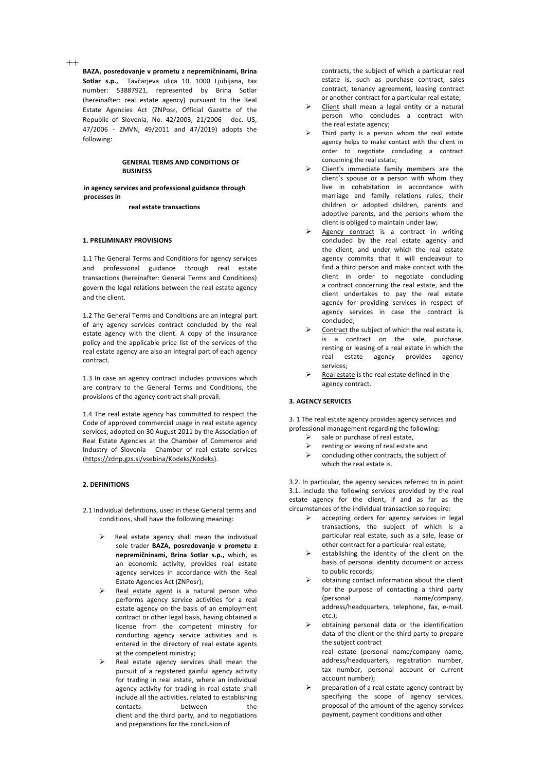**BAZA, posredovanje v prometu z nepremičninami, Brina Sotlar s.p.,** Tavčarjeva ulica 10, 1000 Ljubljana, tax number: 53887921, represented by Brina Sotlar (hereinafter: real estate agency) pursuant to the Real Estate Agencies Act (ZNPosr, Official Gazette of the Republic of Slovenia, No. 42/2003, 21/2006 - dec. US, 47/2006 - ZMVN, 49/2011 and 47/2019) adopts the following:

# GENERAL TERMS AND CONDITIONS OF BUSINESS

**in agency services and professional guidance through processes in**

**real estate transactions**

## 1. PRELIMINARY PROVISIONS

1.1 The General Terms and Conditions for agency services and professional guidance through real estate transactions (hereinafter: General Terms and Conditions) govern the legal relations between the real estate agency and the client.

1.2 The General Terms and Conditions are an integral part of any agency services contract concluded by the real estate agency with the client. A copy of the insurance policy and the applicable price list of the services of the real estate agency are also an integral part of each agency contract.

1.3 In case an agency contract includes provisions which are contrary to the General Terms and Conditions, the provisions of the agency contract shall prevail.

1.4 The real estate agency has committed to respect the Code of approved commercial usage in real estate agency services, adopted on 30 August 2011 by the Association of Real Estate Agencies at the Chamber of Commerce and Industry of Slovenia - Chamber of real estate services (https://zdnp.gzs.si/vsebina/Kodeks/Kodeks).

## 2. DEFINITIONS

2.1 Individual definitions, used in these General terms and conditions, shall have the following meaning:

- Real estate agency shall mean the individual sole trader **BAZA, posredovanje v prometu z nepremičninami, Brina Sotlar s.p.,** which, as an economic activity, provides real estate agency services in accordance with the Real Estate Agencies Act (ZNPosr);
- Real estate agent is a natural person who performs agency service activities for a real estate agency on the basis of an employment contract or other legal basis, having obtained a license from the competent ministry for conducting agency service activities and is entered in the directory of real estate agents at the competent ministry;
- Real estate agency services shall mean the pursuit of a registered gainful agency activity for trading in real estate, where an individual agency activity for trading in real estate shall include all the activities, related to establishing contacts between the client and the third party, and to negotiations and preparations for the conclusion of contracts, the subject of which a particular real estate is, such as purchase contract, sales contract, tenancy agreement, leasing contract or another contract for a particular real estate;
- Client shall mean a legal entity or a natural person who concludes a contract with the real estate agency;
- Third party is a person whom the real estate agency helps to make contact with the client in order to negotiate concluding a contract concerning the real estate;
- Client's immediate family members are the client's spouse or a person with whom they live in cohabitation in accordance with marriage and family relations rules, their children or adopted children, parents and adoptive parents, and the persons whom the client is obliged to maintain under law;
- Agency contract is a contract in writing concluded by the real estate agency and the client, and under which the real estate agency commits that it will endeavour to find a third person and make contact with the client in order to negotiate concluding a contract concerning the real estate, and the client undertakes to pay the real estate agency for providing services in respect of agency services in case the contract is concluded;
- Contract the subject of which the real estate is, is a contract on the sale, purchase, renting or leasing of a real estate in which the real estate agency provides agency services;
- Real estate is the real estate defined in the agency contract.

## 3. AGENCY SERVICES

3. 1 The real estate agency provides agency services and professional management regarding the following:

- sale or purchase of real estate,
- renting or leasing of real estate and
- concluding other contracts, the subject of which the real estate is.

3.2. In particular, the agency services referred to in point 3.1. include the following services provided by the real estate agency for the client, if and as far as the circumstances of the individual transaction so require:

- accepting orders for agency services in legal transactions, the subject of which is a particular real estate, such as a sale, lease or other contract for a particular real estate;
- establishing the identity of the client on the basis of personal identity document or access to public records;
- obtaining contact information about the client for the purpose of contacting a third party (personal name/company, address/headquarters, telephone, fax, e-mail, etc.);
- obtaining personal data or the identification data of the client or the third party to prepare the subject contract real estate (personal name/company name, address/headquarters, registration number, tax number, personal account or current account number);
- preparation of a real estate agency contract by specifying the scope of agency services, proposal of the amount of the agency services payment, payment conditions and other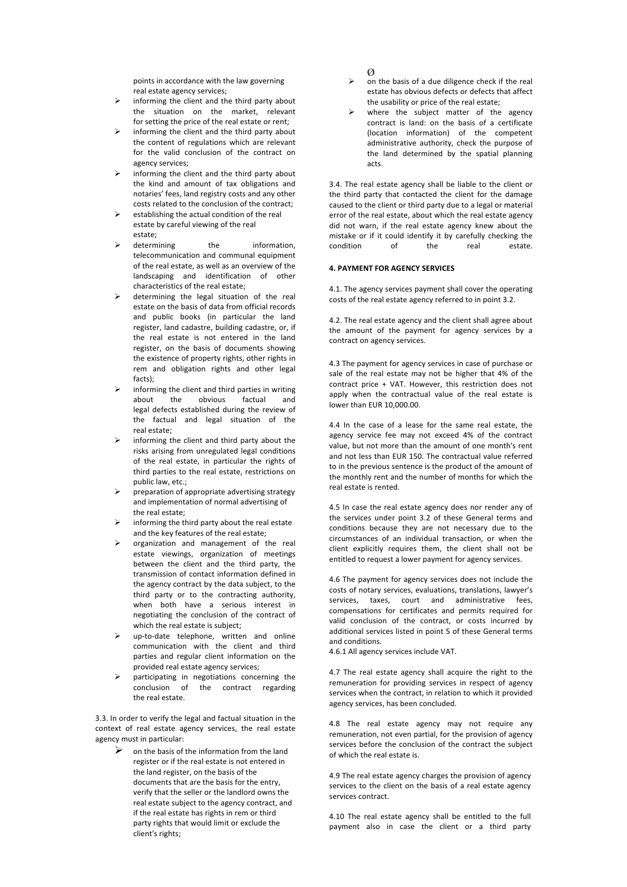points in accordance with the law governing real estate agency services;

- informing the client and the third party about the situation on the market, relevant for setting the price of the real estate or rent;
- informing the client and the third party about the content of regulations which are relevant for the valid conclusion of the contract on agency services;
- informing the client and the third party about the kind and amount of tax obligations and notaries' fees, land registry costs and any other costs related to the conclusion of the contract;
- establishing the actual condition of the real estate by careful viewing of the real estate;
- determining the information, telecommunication and communal equipment of the real estate, as well as an overview of the landscaping and identification of other characteristics of the real estate;
- determining the legal situation of the real estate on the basis of data from official records and public books (in particular the land register, land cadastre, building cadastre, or, if the real estate is not entered in the land register, on the basis of documents showing the existence of property rights, other rights in rem and obligation rights and other legal facts);
- informing the client and third parties in writing about the obvious factual and legal defects established during the review of the factual and legal situation of the real estate;
- informing the client and third party about the risks arising from unregulated legal conditions of the real estate, in particular the rights of third parties to the real estate, restrictions on public law, etc.;
- preparation of appropriate advertising strategy and implementation of normal advertising of the real estate;
- informing the third party about the real estate and the key features of the real estate;
- organization and management of the real estate viewings, organization of meetings between the client and the third party, the transmission of contact information defined in the agency contract by the data subject, to the third party or to the contracting authority, when both have a serious interest in negotiating the conclusion of the contract of which the real estate is subject;
- up-to-date telephone, written and online communication with the client and third parties and regular client information on the provided real estate agency services;
- participating in negotiations concerning the conclusion of the contract regarding the real estate.

3.3. In order to verify the legal and factual situation in the context of real estate agency services, the real estate agency must in particular:

- on the basis of the information from the land register or if the real estate is not entered in the land register, on the basis of the documents that are the basis for the entry, verify that the seller or the landlord owns the real estate subject to the agency contract, and if the real estate has rights in rem or third party rights that would limit or exclude the client's rights;
- on the basis of a due diligence check if the real estate has obvious defects or defects that affect the usability or price of the real estate;
- where the subject matter of the agency contract is land: on the basis of a certificate (location information) of the competent administrative authority, check the purpose of the land determined by the spatial planning acts.

3.4. The real estate agency shall be liable to the client or the third party that contacted the client for the damage caused to the client or third party due to a legal or material error of the real estate, about which the real estate agency did not warn, if the real estate agency knew about the mistake or if it could identify it by carefully checking the condition of the real estate.

**4. PAYMENT FOR AGENCY SERVICES**

4.1. The agency services payment shall cover the operating costs of the real estate agency referred to in point 3.2.

4.2. The real estate agency and the client shall agree about the amount of the payment for agency services by a contract on agency services.

4.3 The payment for agency services in case of purchase or sale of the real estate may not be higher that 4% of the contract price + VAT. However, this restriction does not apply when the contractual value of the real estate is lower than EUR 10,000.00.

4.4 In the case of a lease for the same real estate, the agency service fee may not exceed 4% of the contract value, but not more than the amount of one month's rent and not less than EUR 150. The contractual value referred to in the previous sentence is the product of the amount of the monthly rent and the number of months for which the real estate is rented.

4.5 In case the real estate agency does nor render any of the services under point 3.2 of these General terms and conditions because they are not necessary due to the circumstances of an individual transaction, or when the client explicitly requires them, the client shall not be entitled to request a lower payment for agency services.

4.6 The payment for agency services does not include the costs of notary services, evaluations, translations, lawyer's services, taxes, court and administrative fees, compensations for certificates and permits required for valid conclusion of the contract, or costs incurred by additional services listed in point 5 of these General terms and conditions.

4.6.1 All agency services include VAT.

4.7 The real estate agency shall acquire the right to the remuneration for providing services in respect of agency services when the contract, in relation to which it provided agency services, has been concluded.

4.8 The real estate agency may not require any remuneration, not even partial, for the provision of agency services before the conclusion of the contract the subject of which the real estate is.

4.9 The real estate agency charges the provision of agency services to the client on the basis of a real estate agency services contract.

4.10 The real estate agency shall be entitled to the full payment also in case the client or a third party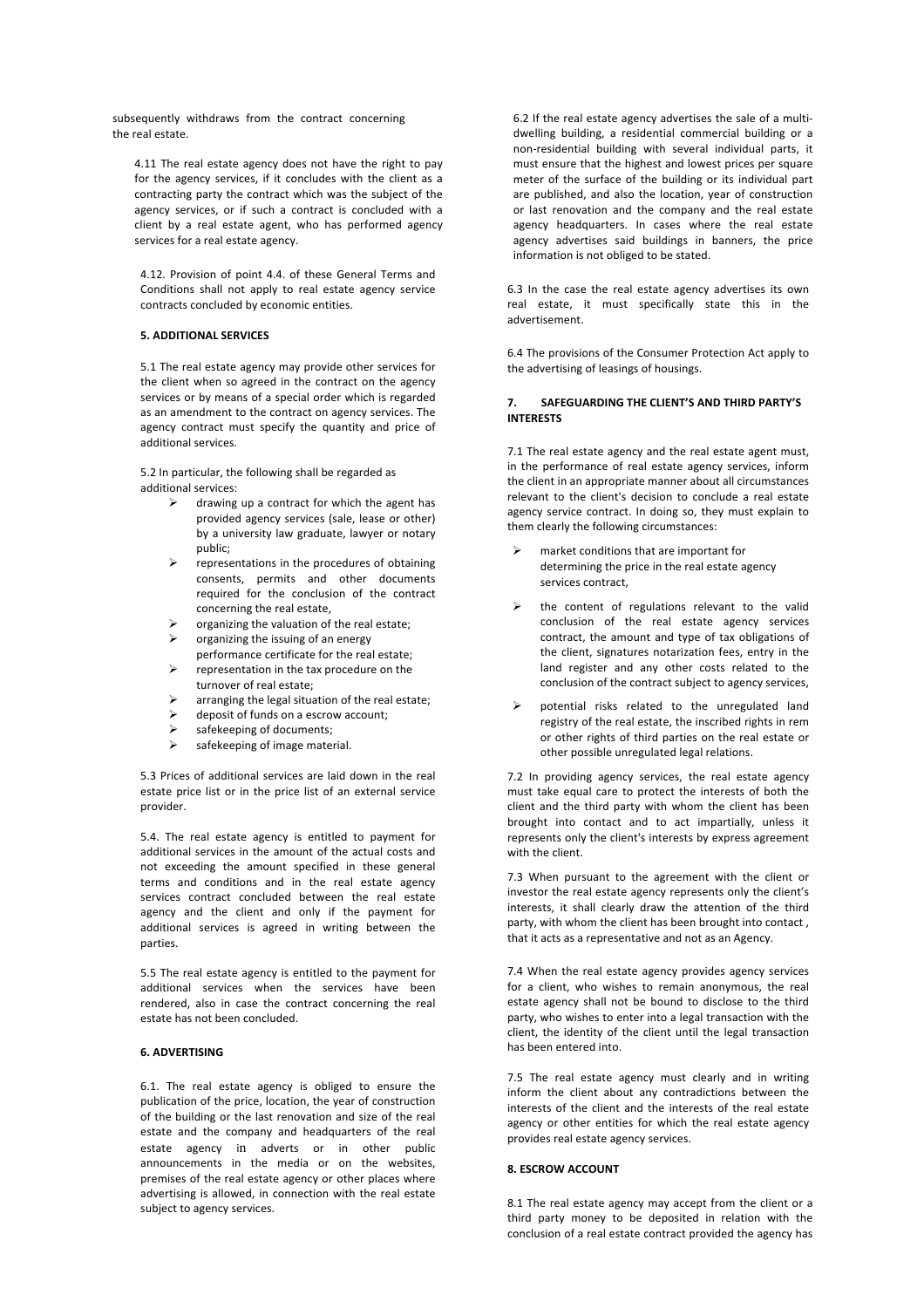subsequently withdraws from the contract concerning the real estate.

4.11 The real estate agency does not have the right to pay for the agency services, if it concludes with the client as a contracting party the contract which was the subject of the agency services, or if such a contract is concluded with a client by a real estate agent, who has performed agency services for a real estate agency.

4.12. Provision of point 4.4. of these General Terms and Conditions shall not apply to real estate agency service contracts concluded by economic entities.

**5. ADDITIONAL SERVICES**

5.1 The real estate agency may provide other services for the client when so agreed in the contract on the agency services or by means of a special order which is regarded as an amendment to the contract on agency services. The agency contract must specify the quantity and price of additional services.

5.2 In particular, the following shall be regarded as additional services:

- drawing up a contract for which the agent has provided agency services (sale, lease or other) by a university law graduate, lawyer or notary public;
- representations in the procedures of obtaining consents, permits and other documents required for the conclusion of the contract concerning the real estate,
- organizing the valuation of the real estate;
- organizing the issuing of an energy performance certificate for the real estate;
- representation in the tax procedure on the turnover of real estate;
- arranging the legal situation of the real estate;
- deposit of funds on a escrow account;
- safekeeping of documents;
- safekeeping of image material.

5.3 Prices of additional services are laid down in the real estate price list or in the price list of an external service provider.

5.4. The real estate agency is entitled to payment for additional services in the amount of the actual costs and not exceeding the amount specified in these general terms and conditions and in the real estate agency services contract concluded between the real estate agency and the client and only if the payment for additional services is agreed in writing between the parties.

5.5 The real estate agency is entitled to the payment for additional services when the services have been rendered, also in case the contract concerning the real estate has not been concluded.

**6. ADVERTISING**

6.1. The real estate agency is obliged to ensure the publication of the price, location, the year of construction of the building or the last renovation and size of the real estate and the company and headquarters of the real estate agency in adverts or in other public announcements in the media or on the websites, premises of the real estate agency or other places where advertising is allowed, in connection with the real estate subject to agency services.

6.2 If the real estate agency advertises the sale of a multi-dwelling building, a residential commercial building or a non-residential building with several individual parts, it must ensure that the highest and lowest prices per square meter of the surface of the building or its individual part are published, and also the location, year of construction or last renovation and the company and the real estate agency headquarters. In cases where the real estate agency advertises said buildings in banners, the price information is not obliged to be stated.

6.3 In the case the real estate agency advertises its own real estate, it must specifically state this in the advertisement.

6.4 The provisions of the Consumer Protection Act apply to the advertising of leasings of housings.

**7. SAFEGUARDING THE CLIENT'S AND THIRD PARTY'S INTERESTS**

7.1 The real estate agency and the real estate agent must, in the performance of real estate agency services, inform the client in an appropriate manner about all circumstances relevant to the client's decision to conclude a real estate agency service contract. In doing so, they must explain to them clearly the following circumstances:

- market conditions that are important for determining the price in the real estate agency services contract,
- the content of regulations relevant to the valid conclusion of the real estate agency services contract, the amount and type of tax obligations of the client, signatures notarization fees, entry in the land register and any other costs related to the conclusion of the contract subject to agency services,
- potential risks related to the unregulated land registry of the real estate, the inscribed rights in rem or other rights of third parties on the real estate or other possible unregulated legal relations.

7.2 In providing agency services, the real estate agency must take equal care to protect the interests of both the client and the third party with whom the client has been brought into contact and to act impartially, unless it represents only the client's interests by express agreement with the client.

7.3 When pursuant to the agreement with the client or investor the real estate agency represents only the client's interests, it shall clearly draw the attention of the third party, with whom the client has been brought into contact , that it acts as a representative and not as an Agency.

7.4 When the real estate agency provides agency services for a client, who wishes to remain anonymous, the real estate agency shall not be bound to disclose to the third party, who wishes to enter into a legal transaction with the client, the identity of the client until the legal transaction has been entered into.

7.5 The real estate agency must clearly and in writing inform the client about any contradictions between the interests of the client and the interests of the real estate agency or other entities for which the real estate agency provides real estate agency services.

**8. ESCROW ACCOUNT**

8.1 The real estate agency may accept from the client or a third party money to be deposited in relation with the conclusion of a real estate contract provided the agency has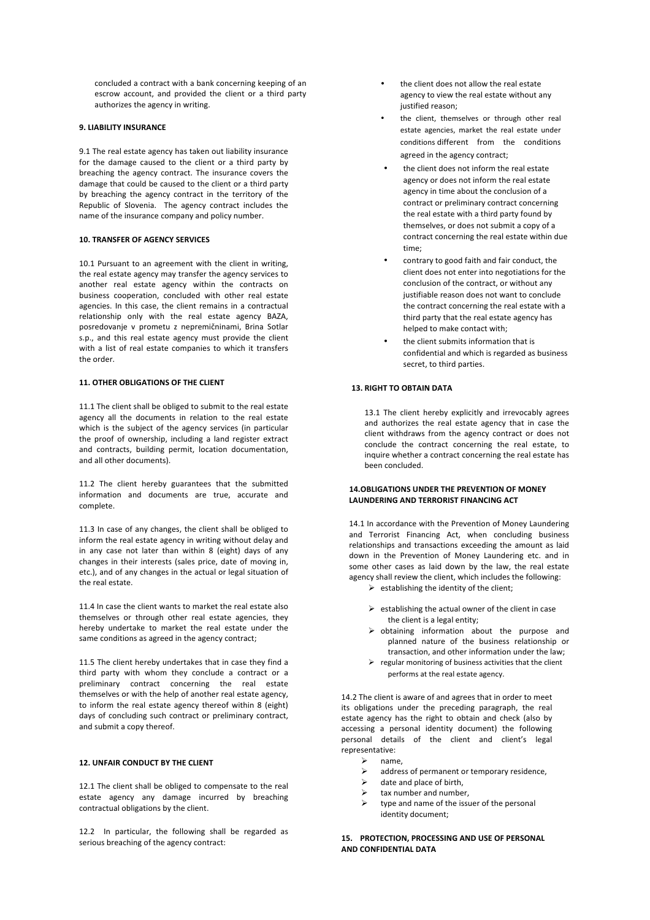concluded a contract with a bank concerning keeping of an escrow account, and provided the client or a third party authorizes the agency in writing.

### 9. LIABILITY INSURANCE

9.1 The real estate agency has taken out liability insurance for the damage caused to the client or a third party by breaching the agency contract. The insurance covers the damage that could be caused to the client or a third party by breaching the agency contract in the territory of the Republic of Slovenia. The agency contract includes the name of the insurance company and policy number.

### 10. TRANSFER OF AGENCY SERVICES

10.1 Pursuant to an agreement with the client in writing, the real estate agency may transfer the agency services to another real estate agency within the contracts on business cooperation, concluded with other real estate agencies. In this case, the client remains in a contractual relationship only with the real estate agency BAZA, posredovanje v prometu z nepremičninami, Brina Sotlar s.p., and this real estate agency must provide the client with a list of real estate companies to which it transfers the order.

### 11. OTHER OBLIGATIONS OF THE CLIENT

11.1 The client shall be obliged to submit to the real estate agency all the documents in relation to the real estate which is the subject of the agency services (in particular the proof of ownership, including a land register extract and contracts, building permit, location documentation, and all other documents).

11.2 The client hereby guarantees that the submitted information and documents are true, accurate and complete.

11.3 In case of any changes, the client shall be obliged to inform the real estate agency in writing without delay and in any case not later than within 8 (eight) days of any changes in their interests (sales price, date of moving in, etc.), and of any changes in the actual or legal situation of the real estate.

11.4 In case the client wants to market the real estate also themselves or through other real estate agencies, they hereby undertake to market the real estate under the same conditions as agreed in the agency contract;

11.5 The client hereby undertakes that in case they find a third party with whom they conclude a contract or a preliminary contract concerning the real estate themselves or with the help of another real estate agency, to inform the real estate agency thereof within 8 (eight) days of concluding such contract or preliminary contract, and submit a copy thereof.

### 12. UNFAIR CONDUCT BY THE CLIENT

12.1 The client shall be obliged to compensate to the real estate agency any damage incurred by breaching contractual obligations by the client.

12.2 In particular, the following shall be regarded as serious breaching of the agency contract:

- the client does not allow the real estate agency to view the real estate without any justified reason;
- the client, themselves or through other real estate agencies, market the real estate under conditions different from the conditions agreed in the agency contract;
- the client does not inform the real estate agency or does not inform the real estate agency in time about the conclusion of a contract or preliminary contract concerning the real estate with a third party found by themselves, or does not submit a copy of a contract concerning the real estate within due time;
- contrary to good faith and fair conduct, the client does not enter into negotiations for the conclusion of the contract, or without any justifiable reason does not want to conclude the contract concerning the real estate with a third party that the real estate agency has helped to make contact with;
- the client submits information that is confidential and which is regarded as business secret, to third parties.

### 13. RIGHT TO OBTAIN DATA

13.1 The client hereby explicitly and irrevocably agrees and authorizes the real estate agency that in case the client withdraws from the agency contract or does not conclude the contract concerning the real estate, to inquire whether a contract concerning the real estate has been concluded.

### 14. OBLIGATIONS UNDER THE PREVENTION OF MONEY LAUNDERING AND TERRORIST FINANCING ACT

14.1 In accordance with the Prevention of Money Laundering and Terrorist Financing Act, when concluding business relationships and transactions exceeding the amount as laid down in the Prevention of Money Laundering etc. and in some other cases as laid down by the law, the real estate agency shall review the client, which includes the following:

- establishing the identity of the client;
- establishing the actual owner of the client in case the client is a legal entity;
- obtaining information about the purpose and planned nature of the business relationship or transaction, and other information under the law;
- regular monitoring of business activities that the client performs at the real estate agency.

14.2 The client is aware of and agrees that in order to meet its obligations under the preceding paragraph, the real estate agency has the right to obtain and check (also by accessing a personal identity document) the following personal details of the client and client's legal representative:

- name,
- address of permanent or temporary residence,
- date and place of birth,
- tax number and number,
- type and name of the issuer of the personal identity document;

### 15. PROTECTION, PROCESSING AND USE OF PERSONAL AND CONFIDENTIAL DATA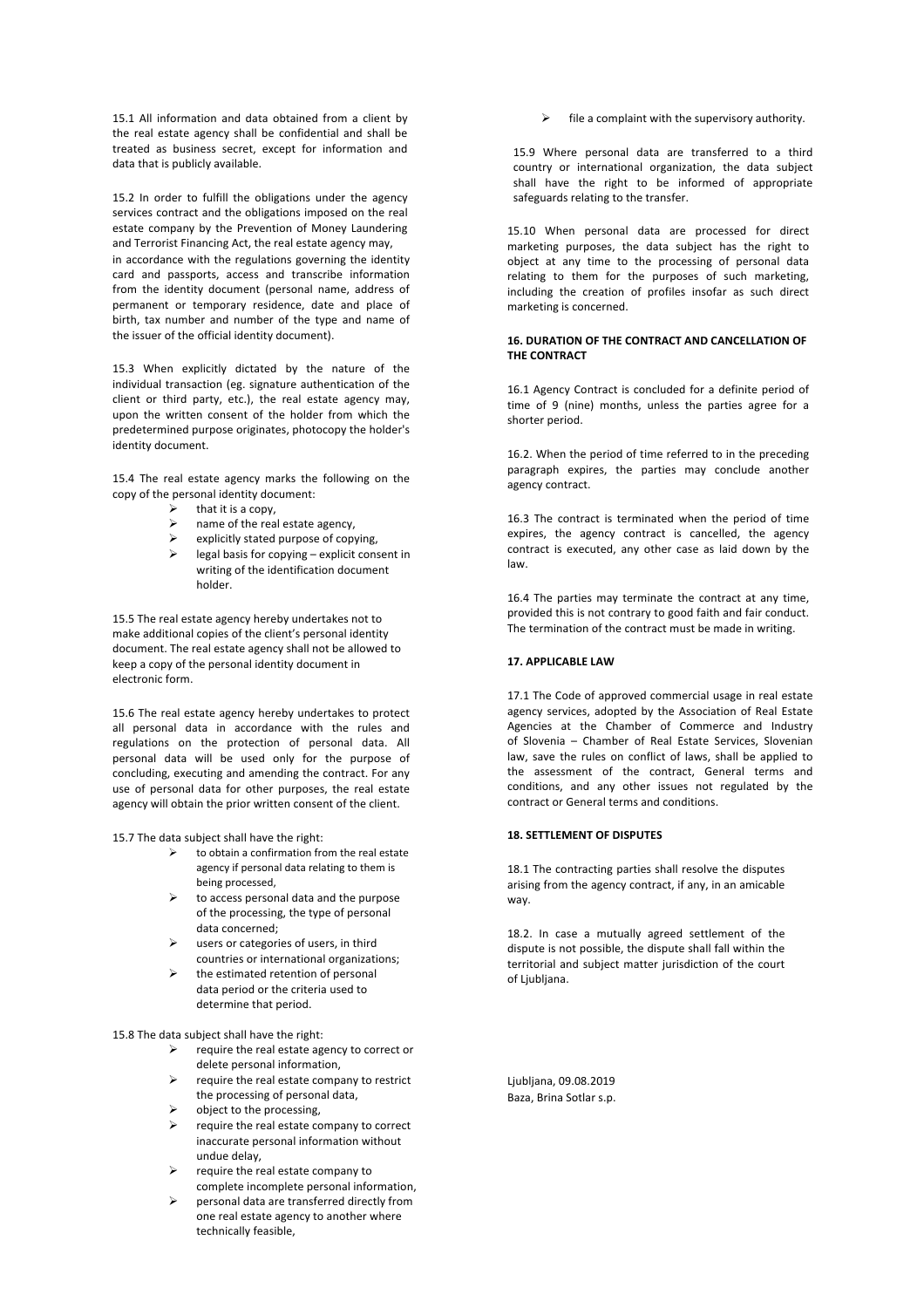15.1 All information and data obtained from a client by the real estate agency shall be confidential and shall be treated as business secret, except for information and data that is publicly available.

15.2 In order to fulfill the obligations under the agency services contract and the obligations imposed on the real estate company by the Prevention of Money Laundering and Terrorist Financing Act, the real estate agency may, in accordance with the regulations governing the identity card and passports, access and transcribe information from the identity document (personal name, address of permanent or temporary residence, date and place of birth, tax number and number of the type and name of the issuer of the official identity document).

15.3 When explicitly dictated by the nature of the individual transaction (eg. signature authentication of the client or third party, etc.), the real estate agency may, upon the written consent of the holder from which the predetermined purpose originates, photocopy the holder's identity document.

15.4 The real estate agency marks the following on the copy of the personal identity document:

- that it is a copy,
- name of the real estate agency,
- explicitly stated purpose of copying,
- legal basis for copying – explicit consent in writing of the identification document holder.

15.5 The real estate agency hereby undertakes not to make additional copies of the client's personal identity document. The real estate agency shall not be allowed to keep a copy of the personal identity document in electronic form.

15.6 The real estate agency hereby undertakes to protect all personal data in accordance with the rules and regulations on the protection of personal data. All personal data will be used only for the purpose of concluding, executing and amending the contract. For any use of personal data for other purposes, the real estate agency will obtain the prior written consent of the client.

15.7 The data subject shall have the right:

- to obtain a confirmation from the real estate agency if personal data relating to them is being processed,
- to access personal data and the purpose of the processing, the type of personal data concerned;
- users or categories of users, in third countries or international organizations;
- the estimated retention of personal data period or the criteria used to determine that period.

15.8 The data subject shall have the right:

- require the real estate agency to correct or delete personal information,
- require the real estate company to restrict the processing of personal data,
- object to the processing,
- require the real estate company to correct inaccurate personal information without undue delay,
- require the real estate company to complete incomplete personal information,
- personal data are transferred directly from one real estate agency to another where technically feasible,
- file a complaint with the supervisory authority.

15.9 Where personal data are transferred to a third country or international organization, the data subject shall have the right to be informed of appropriate safeguards relating to the transfer.

15.10 When personal data are processed for direct marketing purposes, the data subject has the right to object at any time to the processing of personal data relating to them for the purposes of such marketing, including the creation of profiles insofar as such direct marketing is concerned.

**16. DURATION OF THE CONTRACT AND CANCELLATION OF THE CONTRACT**

16.1 Agency Contract is concluded for a definite period of time of 9 (nine) months, unless the parties agree for a shorter period.

16.2. When the period of time referred to in the preceding paragraph expires, the parties may conclude another agency contract.

16.3 The contract is terminated when the period of time expires, the agency contract is cancelled, the agency contract is executed, any other case as laid down by the law.

16.4 The parties may terminate the contract at any time, provided this is not contrary to good faith and fair conduct. The termination of the contract must be made in writing.

**17. APPLICABLE LAW**

17.1 The Code of approved commercial usage in real estate agency services, adopted by the Association of Real Estate Agencies at the Chamber of Commerce and Industry of Slovenia – Chamber of Real Estate Services, Slovenian law, save the rules on conflict of laws, shall be applied to the assessment of the contract, General terms and conditions, and any other issues not regulated by the contract or General terms and conditions.

**18. SETTLEMENT OF DISPUTES**

18.1 The contracting parties shall resolve the disputes arising from the agency contract, if any, in an amicable way.

18.2. In case a mutually agreed settlement of the dispute is not possible, the dispute shall fall within the territorial and subject matter jurisdiction of the court of Ljubljana.

Ljubljana, 09.08.2019
Baza, Brina Sotlar s.p.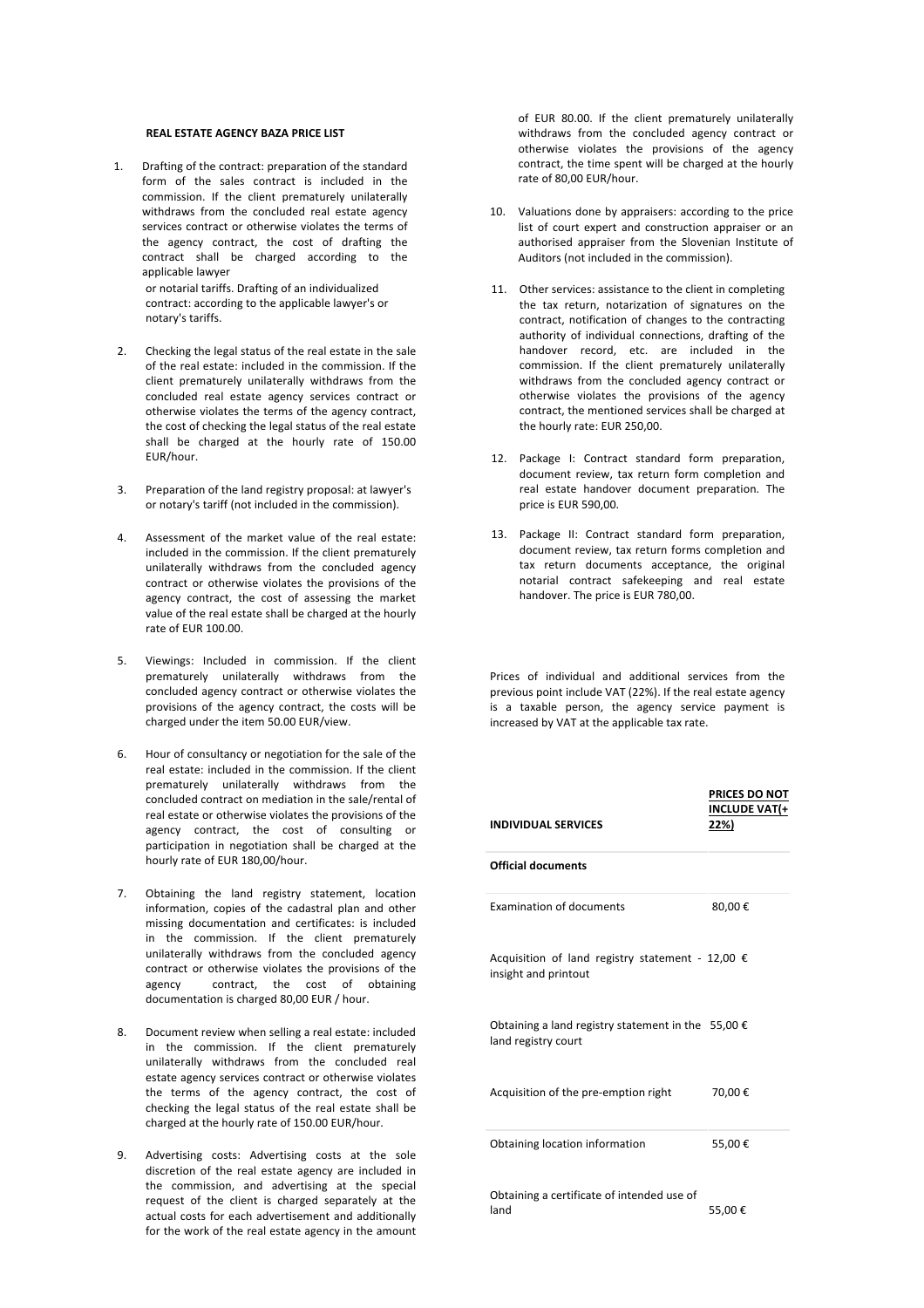**REAL ESTATE AGENCY BAZA PRICE LIST**

1. Drafting of the contract: preparation of the standard form of the sales contract is included in the commission. If the client prematurely unilaterally withdraws from the concluded real estate agency services contract or otherwise violates the terms of the agency contract, the cost of drafting the contract shall be charged according to the applicable lawyer or notarial tariffs. Drafting of an individualized contract: according to the applicable lawyer's or notary's tariffs.

2. Checking the legal status of the real estate in the sale of the real estate: included in the commission. If the client prematurely unilaterally withdraws from the concluded real estate agency services contract or otherwise violates the terms of the agency contract, the cost of checking the legal status of the real estate shall be charged at the hourly rate of 150.00 EUR/hour.

3. Preparation of the land registry proposal: at lawyer's or notary's tariff (not included in the commission).

4. Assessment of the market value of the real estate: included in the commission. If the client prematurely unilaterally withdraws from the concluded agency contract or otherwise violates the provisions of the agency contract, the cost of assessing the market value of the real estate shall be charged at the hourly rate of EUR 100.00.

5. Viewings: Included in commission. If the client prematurely unilaterally withdraws from the concluded agency contract or otherwise violates the provisions of the agency contract, the costs will be charged under the item 50.00 EUR/view.

6. Hour of consultancy or negotiation for the sale of the real estate: included in the commission. If the client prematurely unilaterally withdraws from the concluded contract on mediation in the sale/rental of real estate or otherwise violates the provisions of the agency contract, the cost of consulting or participation in negotiation shall be charged at the hourly rate of EUR 180,00/hour.

7. Obtaining the land registry statement, location information, copies of the cadastral plan and other missing documentation and certificates: is included in the commission. If the client prematurely unilaterally withdraws from the concluded agency contract or otherwise violates the provisions of the agency contract, the cost of obtaining documentation is charged 80,00 EUR / hour.

8. Document review when selling a real estate: included in the commission. If the client prematurely unilaterally withdraws from the concluded real estate agency services contract or otherwise violates the terms of the agency contract, the cost of checking the legal status of the real estate shall be charged at the hourly rate of 150.00 EUR/hour.

9. Advertising costs: Advertising costs at the sole discretion of the real estate agency are included in the commission, and advertising at the special request of the client is charged separately at the actual costs for each advertisement and additionally for the work of the real estate agency in the amount of EUR 80.00. If the client prematurely unilaterally withdraws from the concluded agency contract or otherwise violates the provisions of the agency contract, the time spent will be charged at the hourly rate of 80,00 EUR/hour.

10. Valuations done by appraisers: according to the price list of court expert and construction appraiser or an authorised appraiser from the Slovenian Institute of Auditors (not included in the commission).

11. Other services: assistance to the client in completing the tax return, notarization of signatures on the contract, notification of changes to the contracting authority of individual connections, drafting of the handover record, etc. are included in the commission. If the client prematurely unilaterally withdraws from the concluded agency contract or otherwise violates the provisions of the agency contract, the mentioned services shall be charged at the hourly rate: EUR 250,00.

12. Package I: Contract standard form preparation, document review, tax return form completion and real estate handover document preparation. The price is EUR 590,00.

13. Package II: Contract standard form preparation, document review, tax return forms completion and tax return documents acceptance, the original notarial contract safekeeping and real estate handover. The price is EUR 780,00.

Prices of individual and additional services from the previous point include VAT (22%). If the real estate agency is a taxable person, the agency service payment is increased by VAT at the applicable tax rate.

| INDIVIDUAL SERVICES | PRICES DO NOT INCLUDE VAT(+ 22%) |
|---|---|
| **Official documents** | |
| Examination of documents | 80,00 € |
| Acquisition of land registry statement - insight and printout | 12,00 € |
| Obtaining a land registry statement in the land registry court | 55,00 € |
| Acquisition of the pre-emption right | 70,00 € |
| Obtaining location information | 55,00 € |
| Obtaining a certificate of intended use of land | 55,00 € |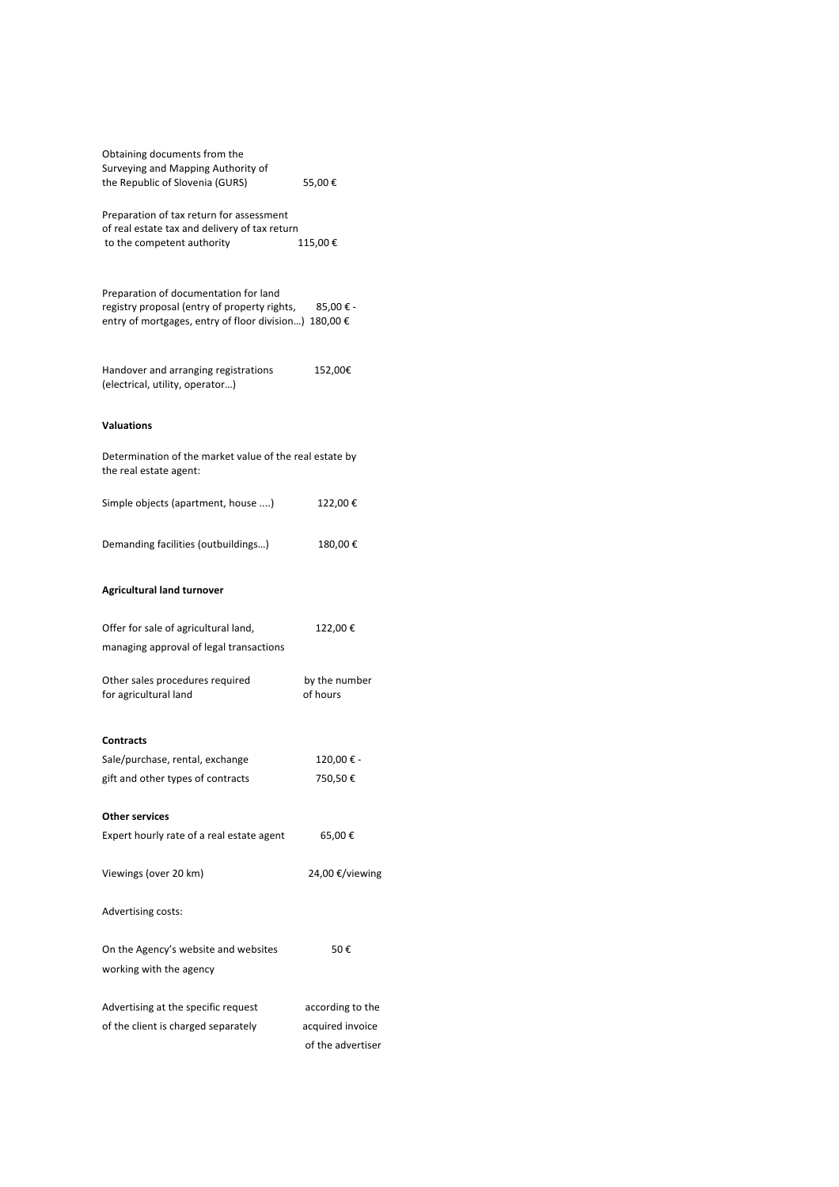| | |
|---|---|
| Obtaining documents from the Surveying and Mapping Authority of the Republic of Slovenia (GURS) | 55,00 € |
| Preparation of tax return for assessment of real estate tax and delivery of tax return to the competent authority | 115,00 € |
| Preparation of documentation for land registry proposal (entry of property rights, entry of mortgages, entry of floor division…) | 85,00 € - 180,00 € |
| Handover and arranging registrations (electrical, utility, operator…) | 152,00€ |

**Valuations**

Determination of the market value of the real estate by the real estate agent:

| | |
|---|---|
| Simple objects (apartment, house ....) | 122,00 € |
| Demanding facilities (outbuildings…) | 180,00 € |

**Agricultural land turnover**

| | |
|---|---|
| Offer for sale of agricultural land, managing approval of legal transactions | 122,00 € |
| Other sales procedures required for agricultural land | by the number of hours |

**Contracts**

| | |
|---|---|
| Sale/purchase, rental, exchange gift and other types of contracts | 120,00 € - 750,50 € |

**Other services**

| | |
|---|---|
| Expert hourly rate of a real estate agent | 65,00 € |
| Viewings (over 20 km) | 24,00 €/viewing |

Advertising costs:

| | |
|---|---|
| On the Agency's website and websites working with the agency | 50 € |
| Advertising at the specific request of the client is charged separately | according to the acquired invoice of the advertiser |